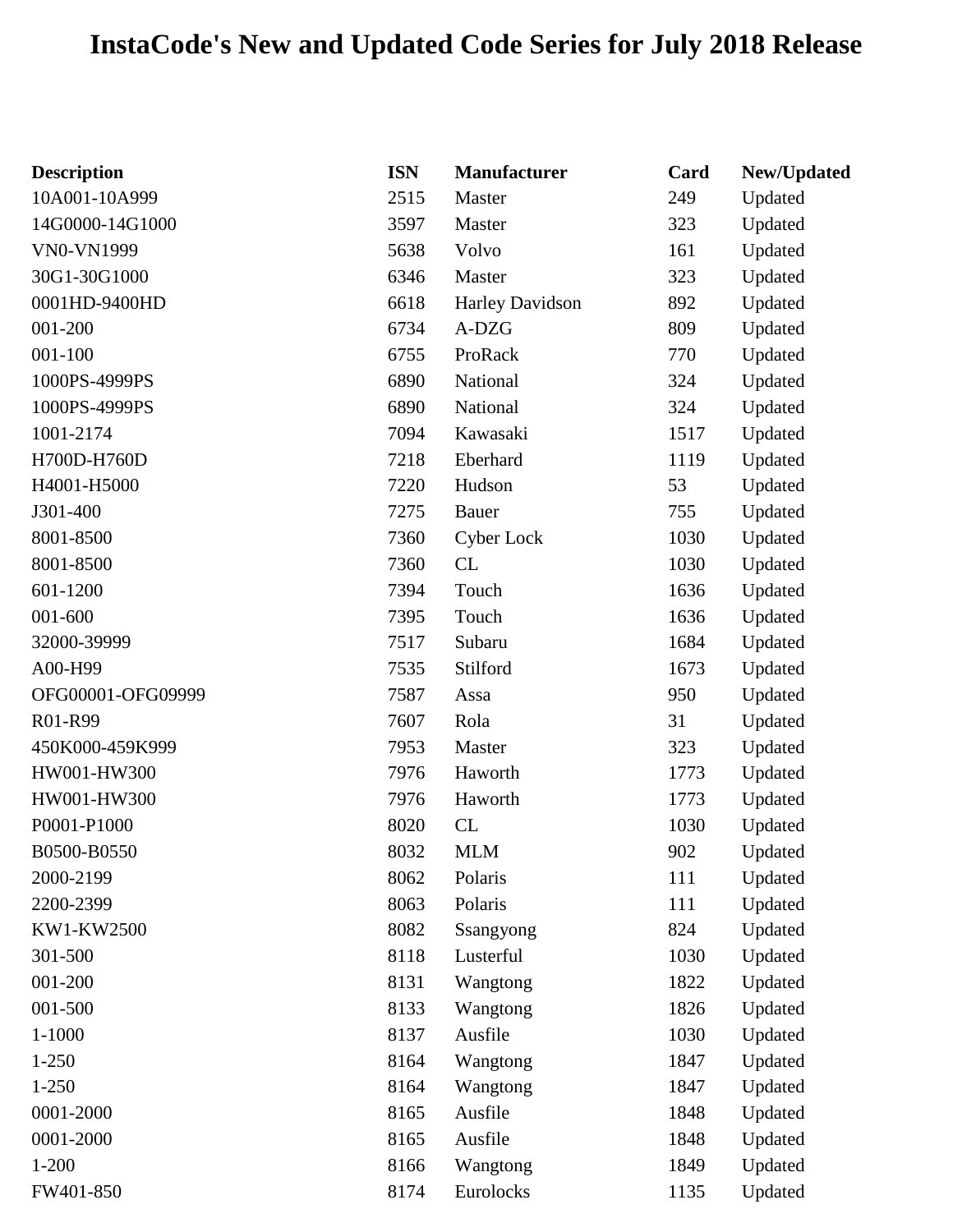# InstaCode's New and Updated Code Series for July 2018 Release

| Description | ISN | Manufacturer | Card | New/Updated |
|---|---|---|---|---|
| 10A001-10A999 | 2515 | Master | 249 | Updated |
| 14G0000-14G1000 | 3597 | Master | 323 | Updated |
| VN0-VN1999 | 5638 | Volvo | 161 | Updated |
| 30G1-30G1000 | 6346 | Master | 323 | Updated |
| 0001HD-9400HD | 6618 | Harley Davidson | 892 | Updated |
| 001-200 | 6734 | A-DZG | 809 | Updated |
| 001-100 | 6755 | ProRack | 770 | Updated |
| 1000PS-4999PS | 6890 | National | 324 | Updated |
| 1000PS-4999PS | 6890 | National | 324 | Updated |
| 1001-2174 | 7094 | Kawasaki | 1517 | Updated |
| H700D-H760D | 7218 | Eberhard | 1119 | Updated |
| H4001-H5000 | 7220 | Hudson | 53 | Updated |
| J301-400 | 7275 | Bauer | 755 | Updated |
| 8001-8500 | 7360 | Cyber Lock | 1030 | Updated |
| 8001-8500 | 7360 | CL | 1030 | Updated |
| 601-1200 | 7394 | Touch | 1636 | Updated |
| 001-600 | 7395 | Touch | 1636 | Updated |
| 32000-39999 | 7517 | Subaru | 1684 | Updated |
| A00-H99 | 7535 | Stilford | 1673 | Updated |
| OFG00001-OFG09999 | 7587 | Assa | 950 | Updated |
| R01-R99 | 7607 | Rola | 31 | Updated |
| 450K000-459K999 | 7953 | Master | 323 | Updated |
| HW001-HW300 | 7976 | Haworth | 1773 | Updated |
| HW001-HW300 | 7976 | Haworth | 1773 | Updated |
| P0001-P1000 | 8020 | CL | 1030 | Updated |
| B0500-B0550 | 8032 | MLM | 902 | Updated |
| 2000-2199 | 8062 | Polaris | 111 | Updated |
| 2200-2399 | 8063 | Polaris | 111 | Updated |
| KW1-KW2500 | 8082 | Ssangyong | 824 | Updated |
| 301-500 | 8118 | Lusterful | 1030 | Updated |
| 001-200 | 8131 | Wangtong | 1822 | Updated |
| 001-500 | 8133 | Wangtong | 1826 | Updated |
| 1-1000 | 8137 | Ausfile | 1030 | Updated |
| 1-250 | 8164 | Wangtong | 1847 | Updated |
| 1-250 | 8164 | Wangtong | 1847 | Updated |
| 0001-2000 | 8165 | Ausfile | 1848 | Updated |
| 0001-2000 | 8165 | Ausfile | 1848 | Updated |
| 1-200 | 8166 | Wangtong | 1849 | Updated |
| FW401-850 | 8174 | Eurolocks | 1135 | Updated |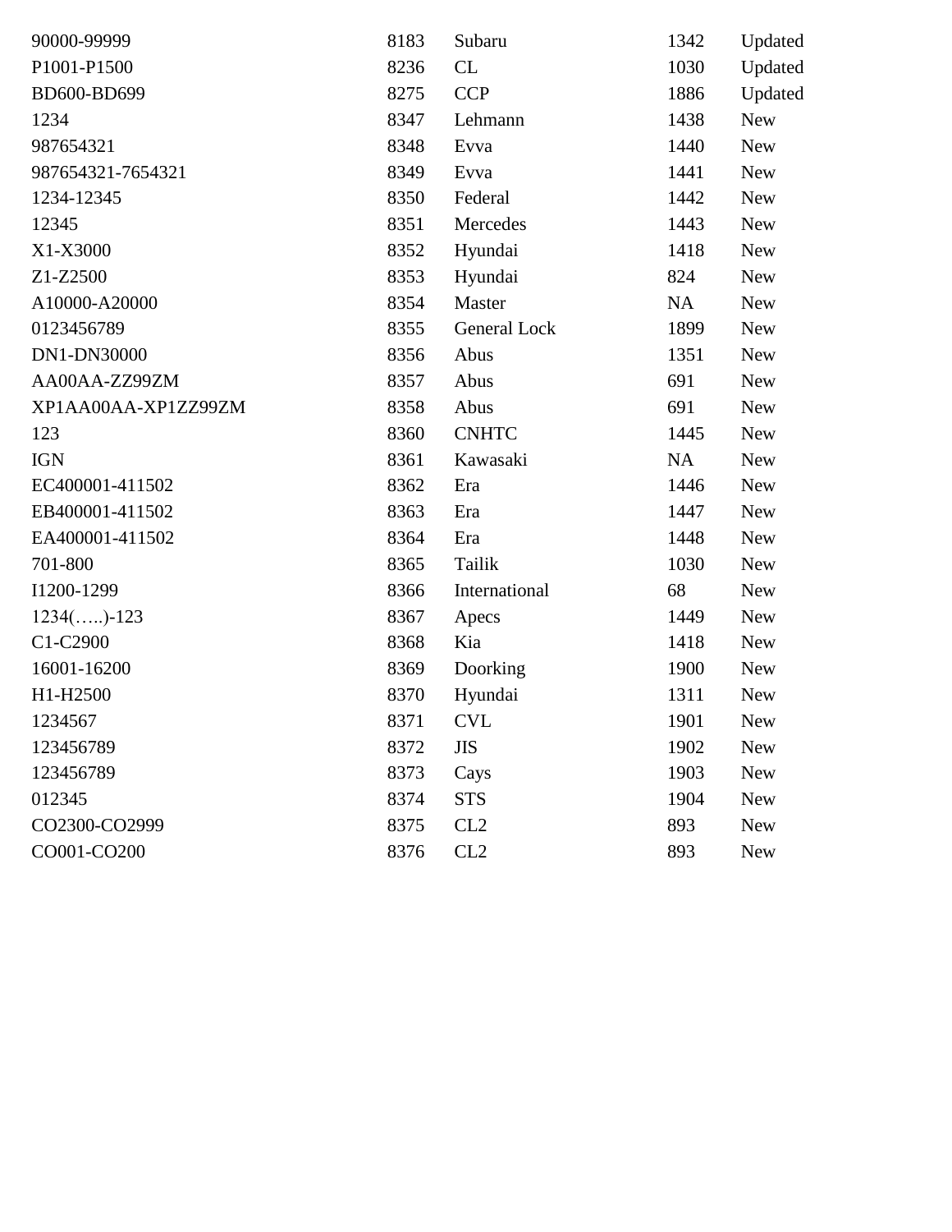| | | | | |
|---|---|---|---|---|
| 90000-99999 | 8183 | Subaru | 1342 | Updated |
| P1001-P1500 | 8236 | CL | 1030 | Updated |
| BD600-BD699 | 8275 | CCP | 1886 | Updated |
| 1234 | 8347 | Lehmann | 1438 | New |
| 987654321 | 8348 | Evva | 1440 | New |
| 987654321-7654321 | 8349 | Evva | 1441 | New |
| 1234-12345 | 8350 | Federal | 1442 | New |
| 12345 | 8351 | Mercedes | 1443 | New |
| X1-X3000 | 8352 | Hyundai | 1418 | New |
| Z1-Z2500 | 8353 | Hyundai | 824 | New |
| A10000-A20000 | 8354 | Master | NA | New |
| 0123456789 | 8355 | General Lock | 1899 | New |
| DN1-DN30000 | 8356 | Abus | 1351 | New |
| AA00AA-ZZ99ZM | 8357 | Abus | 691 | New |
| XP1AA00AA-XP1ZZ99ZM | 8358 | Abus | 691 | New |
| 123 | 8360 | CNHTC | 1445 | New |
| IGN | 8361 | Kawasaki | NA | New |
| EC400001-411502 | 8362 | Era | 1446 | New |
| EB400001-411502 | 8363 | Era | 1447 | New |
| EA400001-411502 | 8364 | Era | 1448 | New |
| 701-800 | 8365 | Tailik | 1030 | New |
| I1200-1299 | 8366 | International | 68 | New |
| 1234(…..)-123 | 8367 | Apecs | 1449 | New |
| C1-C2900 | 8368 | Kia | 1418 | New |
| 16001-16200 | 8369 | Doorking | 1900 | New |
| H1-H2500 | 8370 | Hyundai | 1311 | New |
| 1234567 | 8371 | CVL | 1901 | New |
| 123456789 | 8372 | JIS | 1902 | New |
| 123456789 | 8373 | Cays | 1903 | New |
| 012345 | 8374 | STS | 1904 | New |
| CO2300-CO2999 | 8375 | CL2 | 893 | New |
| CO001-CO200 | 8376 | CL2 | 893 | New |